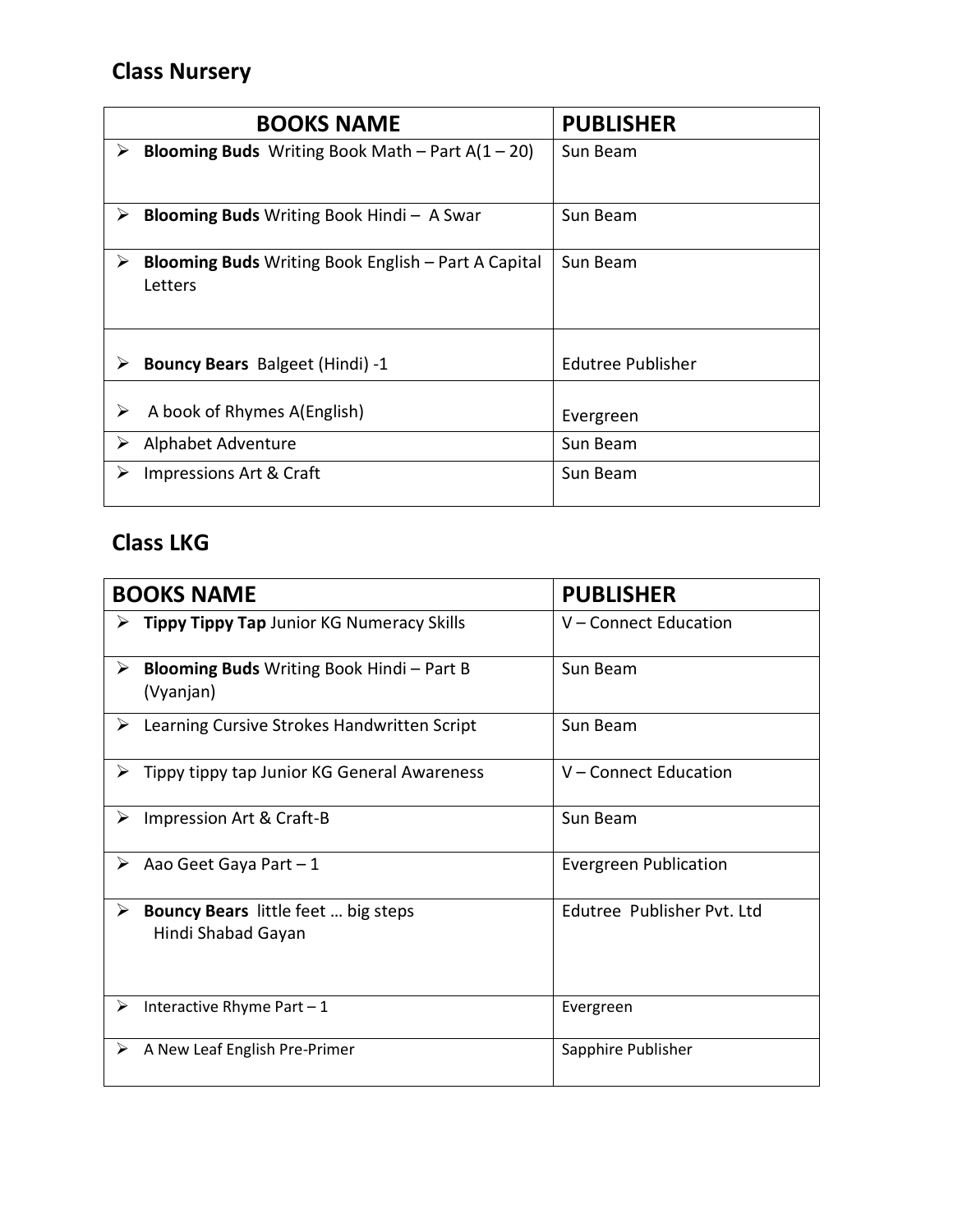## Class Nursery

| BOOKS NAME | PUBLISHER |
| --- | --- |
| ➢ **Blooming Buds** Writing Book Math – Part A(1 – 20) | Sun Beam |
| ➢ **Blooming Buds** Writing Book Hindi – A Swar | Sun Beam |
| ➢ **Blooming Buds** Writing Book English – Part A Capital Letters | Sun Beam |
| ➢ **Bouncy Bears** Balgeet (Hindi) -1 | Edutree Publisher |
| ➢ A book of Rhymes A(English) | Evergreen |
| ➢ Alphabet Adventure | Sun Beam |
| ➢ Impressions Art & Craft | Sun Beam |

## Class LKG

| BOOKS NAME | PUBLISHER |
| --- | --- |
| ➢ **Tippy Tippy Tap** Junior KG Numeracy Skills | V – Connect Education |
| ➢ **Blooming Buds** Writing Book Hindi – Part B (Vyanjan) | Sun Beam |
| ➢ Learning Cursive Strokes Handwritten Script | Sun Beam |
| ➢ Tippy tippy tap Junior KG General Awareness | V – Connect Education |
| ➢ Impression Art & Craft-B | Sun Beam |
| ➢ Aao Geet Gaya Part – 1 | Evergreen Publication |
| ➢ **Bouncy Bears** little feet … big steps Hindi Shabad Gayan | Edutree Publisher Pvt. Ltd |
| ➢ Interactive Rhyme Part – 1 | Evergreen |
| ➢ A New Leaf English Pre-Primer | Sapphire Publisher |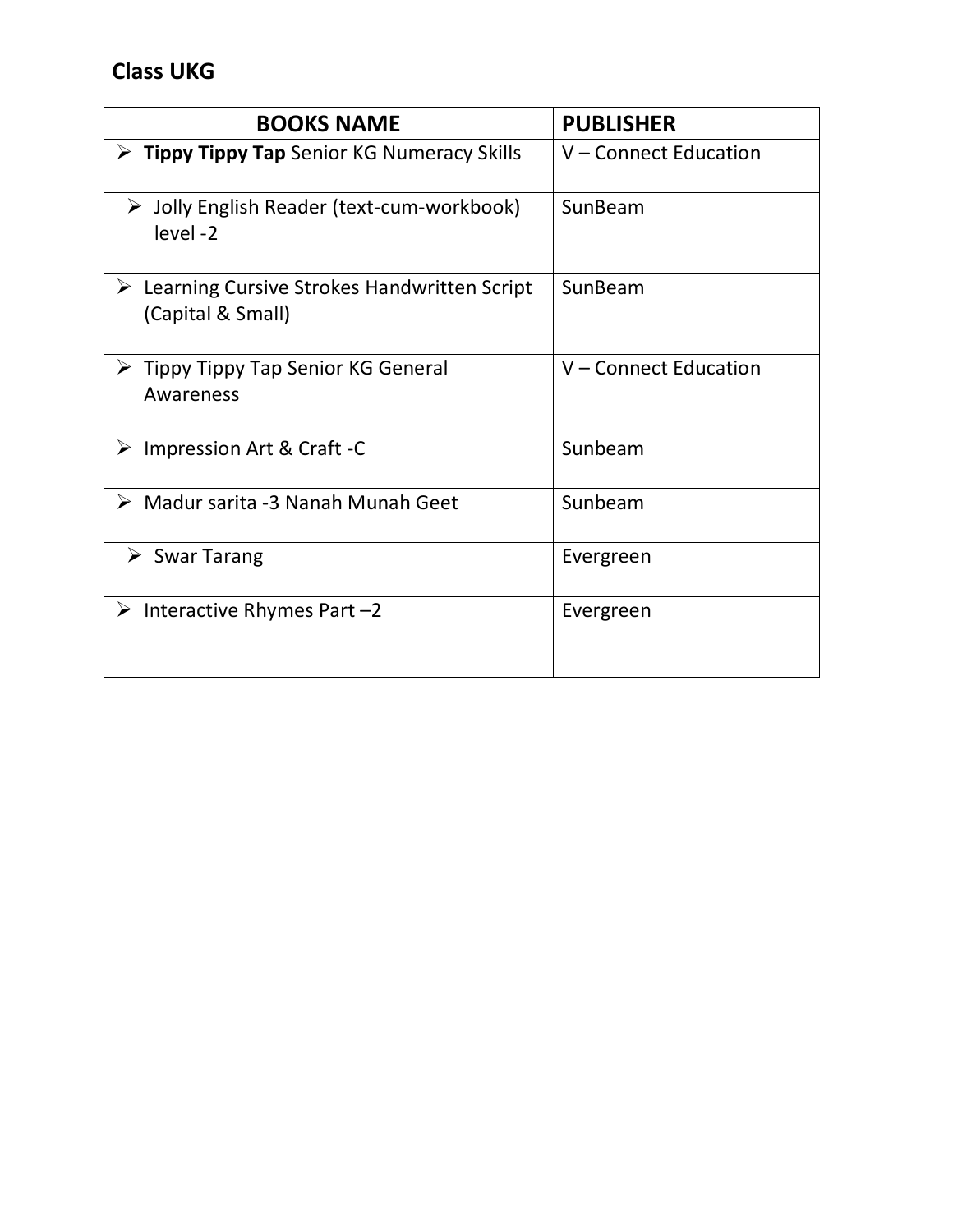**Class UKG**

| BOOKS NAME | PUBLISHER |
| --- | --- |
| ➢ **Tippy Tippy Tap** Senior KG Numeracy Skills | V – Connect Education |
| ➢ Jolly English Reader (text-cum-workbook) level -2 | SunBeam |
| ➢ Learning Cursive Strokes Handwritten Script (Capital & Small) | SunBeam |
| ➢ Tippy Tippy Tap Senior KG General Awareness | V – Connect Education |
| ➢ Impression Art & Craft -C | Sunbeam |
| ➢ Madur sarita -3 Nanah Munah Geet | Sunbeam |
| ➢ Swar Tarang | Evergreen |
| ➢ Interactive Rhymes Part –2 | Evergreen |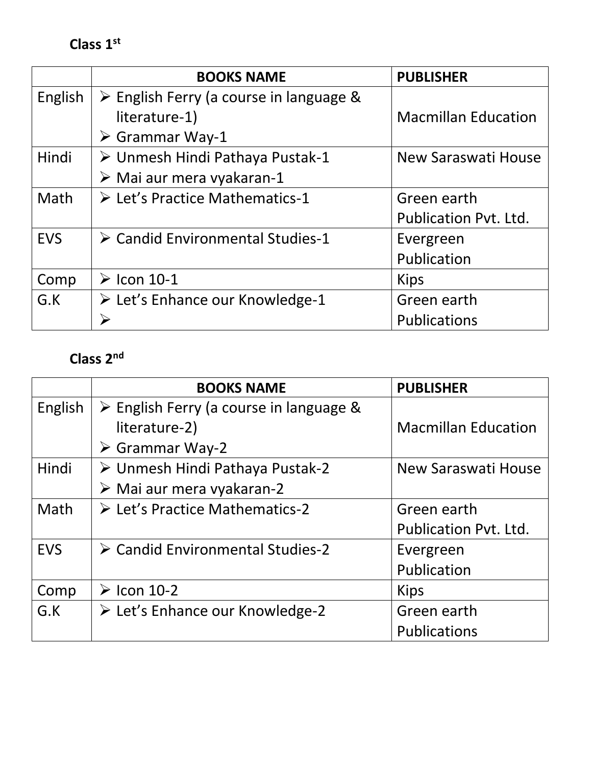**Class 1st**

| | BOOKS NAME | PUBLISHER |
|---|---|---|
| English | ➢ English Ferry (a course in language & literature-1)<br>➢ Grammar Way-1 | Macmillan Education |
| Hindi | ➢ Unmesh Hindi Pathaya Pustak-1<br>➢ Mai aur mera vyakaran-1 | New Saraswati House |
| Math | ➢ Let's Practice Mathematics-1 | Green earth Publication Pvt. Ltd. |
| EVS | ➢ Candid Environmental Studies-1 | Evergreen Publication |
| Comp | ➢ Icon 10-1 | Kips |
| G.K | ➢ Let's Enhance our Knowledge-1<br>➢ | Green earth Publications |

**Class 2nd**

| | BOOKS NAME | PUBLISHER |
|---|---|---|
| English | ➢ English Ferry (a course in language & literature-2)<br>➢ Grammar Way-2 | Macmillan Education |
| Hindi | ➢ Unmesh Hindi Pathaya Pustak-2<br>➢ Mai aur mera vyakaran-2 | New Saraswati House |
| Math | ➢ Let's Practice Mathematics-2 | Green earth Publication Pvt. Ltd. |
| EVS | ➢ Candid Environmental Studies-2 | Evergreen Publication |
| Comp | ➢ Icon 10-2 | Kips |
| G.K | ➢ Let's Enhance our Knowledge-2 | Green earth Publications |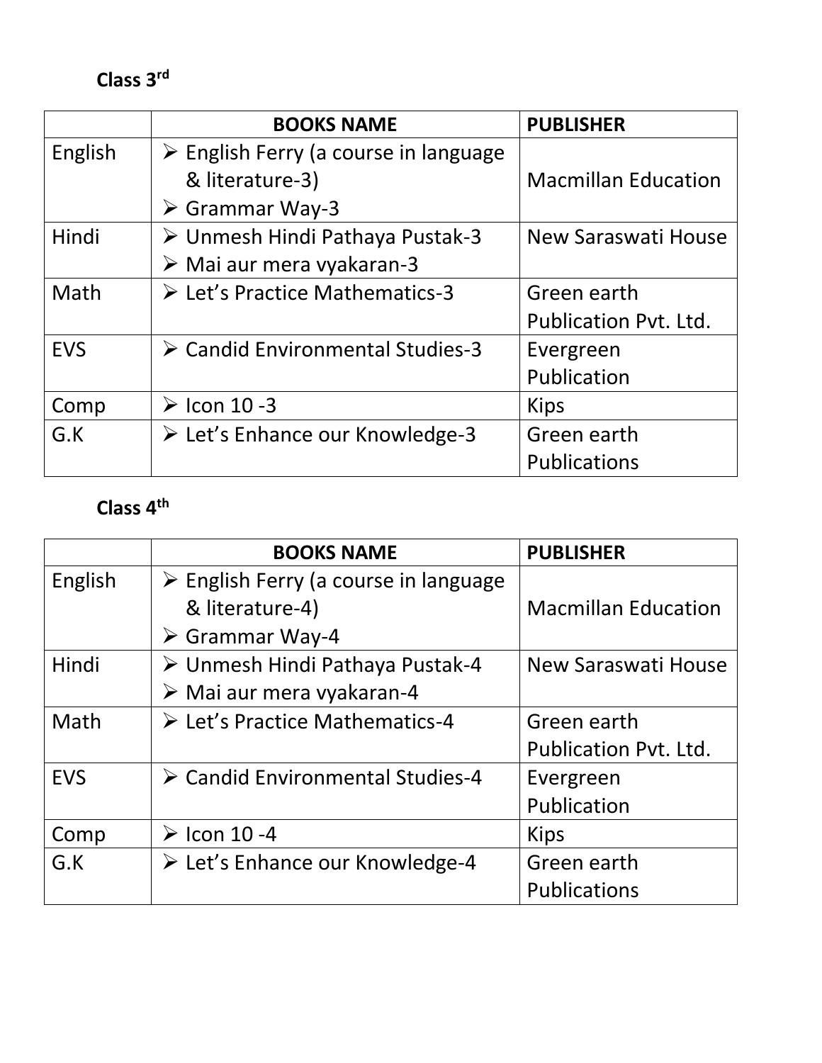**Class 3$^{rd}$**

| | BOOKS NAME | PUBLISHER |
|---|---|---|
| English | ➢ English Ferry (a course in language & literature-3)<br>➢ Grammar Way-3 | Macmillan Education |
| Hindi | ➢ Unmesh Hindi Pathaya Pustak-3<br>➢ Mai aur mera vyakaran-3 | New Saraswati House |
| Math | ➢ Let's Practice Mathematics-3 | Green earth Publication Pvt. Ltd. |
| EVS | ➢ Candid Environmental Studies-3 | Evergreen Publication |
| Comp | ➢ Icon 10 -3 | Kips |
| G.K | ➢ Let's Enhance our Knowledge-3 | Green earth Publications |

**Class 4$^{th}$**

| | BOOKS NAME | PUBLISHER |
|---|---|---|
| English | ➢ English Ferry (a course in language & literature-4)<br>➢ Grammar Way-4 | Macmillan Education |
| Hindi | ➢ Unmesh Hindi Pathaya Pustak-4<br>➢ Mai aur mera vyakaran-4 | New Saraswati House |
| Math | ➢ Let's Practice Mathematics-4 | Green earth Publication Pvt. Ltd. |
| EVS | ➢ Candid Environmental Studies-4 | Evergreen Publication |
| Comp | ➢ Icon 10 -4 | Kips |
| G.K | ➢ Let's Enhance our Knowledge-4 | Green earth Publications |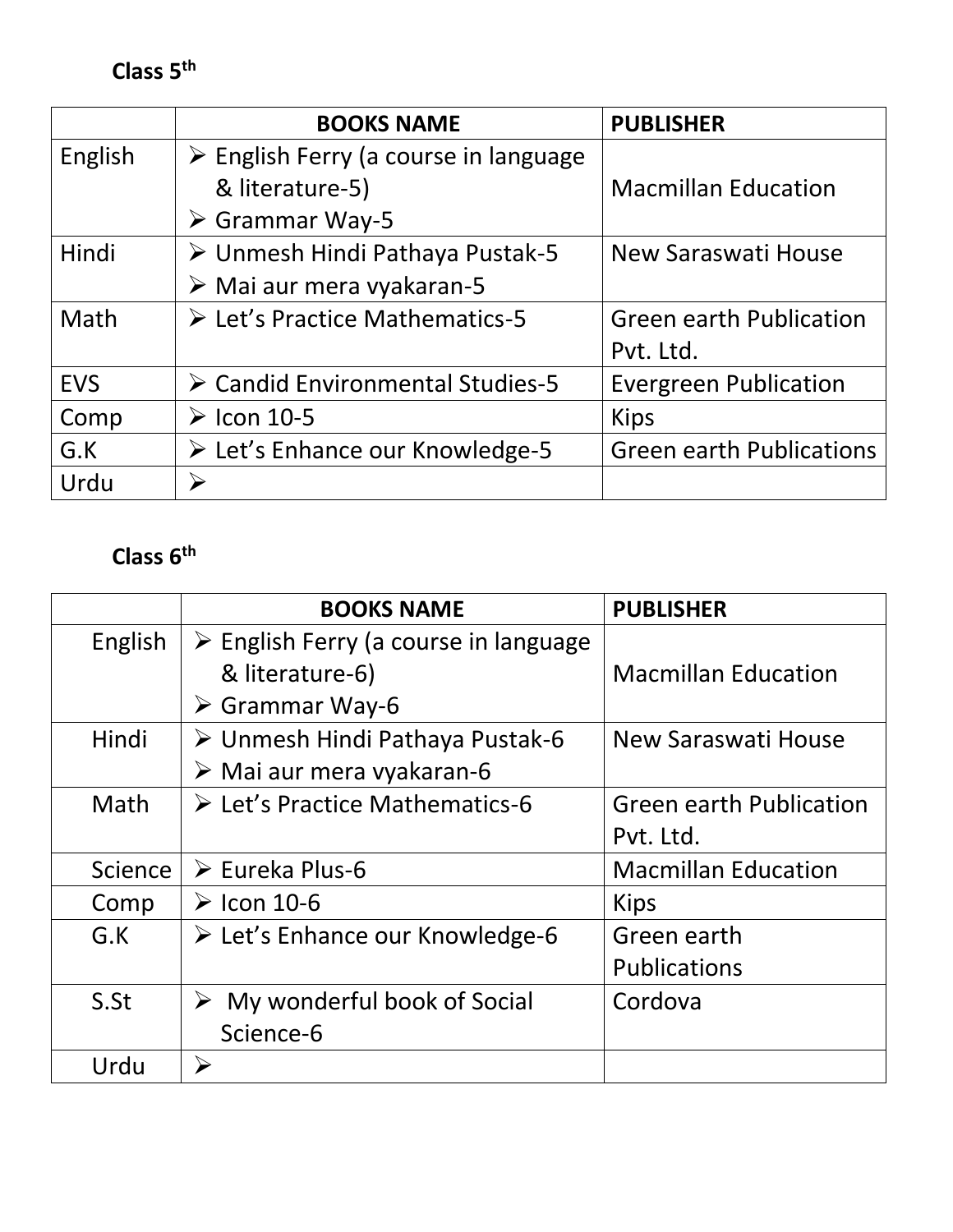**Class 5$^{th}$**

| | BOOKS NAME | PUBLISHER |
|---|---|---|
| English | ➢ English Ferry (a course in language & literature-5)<br>➢ Grammar Way-5 | Macmillan Education |
| Hindi | ➢ Unmesh Hindi Pathaya Pustak-5<br>➢ Mai aur mera vyakaran-5 | New Saraswati House |
| Math | ➢ Let's Practice Mathematics-5 | Green earth Publication Pvt. Ltd. |
| EVS | ➢ Candid Environmental Studies-5 | Evergreen Publication |
| Comp | ➢ Icon 10-5 | Kips |
| G.K | ➢ Let's Enhance our Knowledge-5 | Green earth Publications |
| Urdu | ➢ | |

**Class 6$^{th}$**

| | BOOKS NAME | PUBLISHER |
|---|---|---|
| English | ➢ English Ferry (a course in language & literature-6)<br>➢ Grammar Way-6 | Macmillan Education |
| Hindi | ➢ Unmesh Hindi Pathaya Pustak-6<br>➢ Mai aur mera vyakaran-6 | New Saraswati House |
| Math | ➢ Let's Practice Mathematics-6 | Green earth Publication Pvt. Ltd. |
| Science | ➢ Eureka Plus-6 | Macmillan Education |
| Comp | ➢ Icon 10-6 | Kips |
| G.K | ➢ Let's Enhance our Knowledge-6 | Green earth Publications |
| S.St | ➢ My wonderful book of Social Science-6 | Cordova |
| Urdu | ➢ | |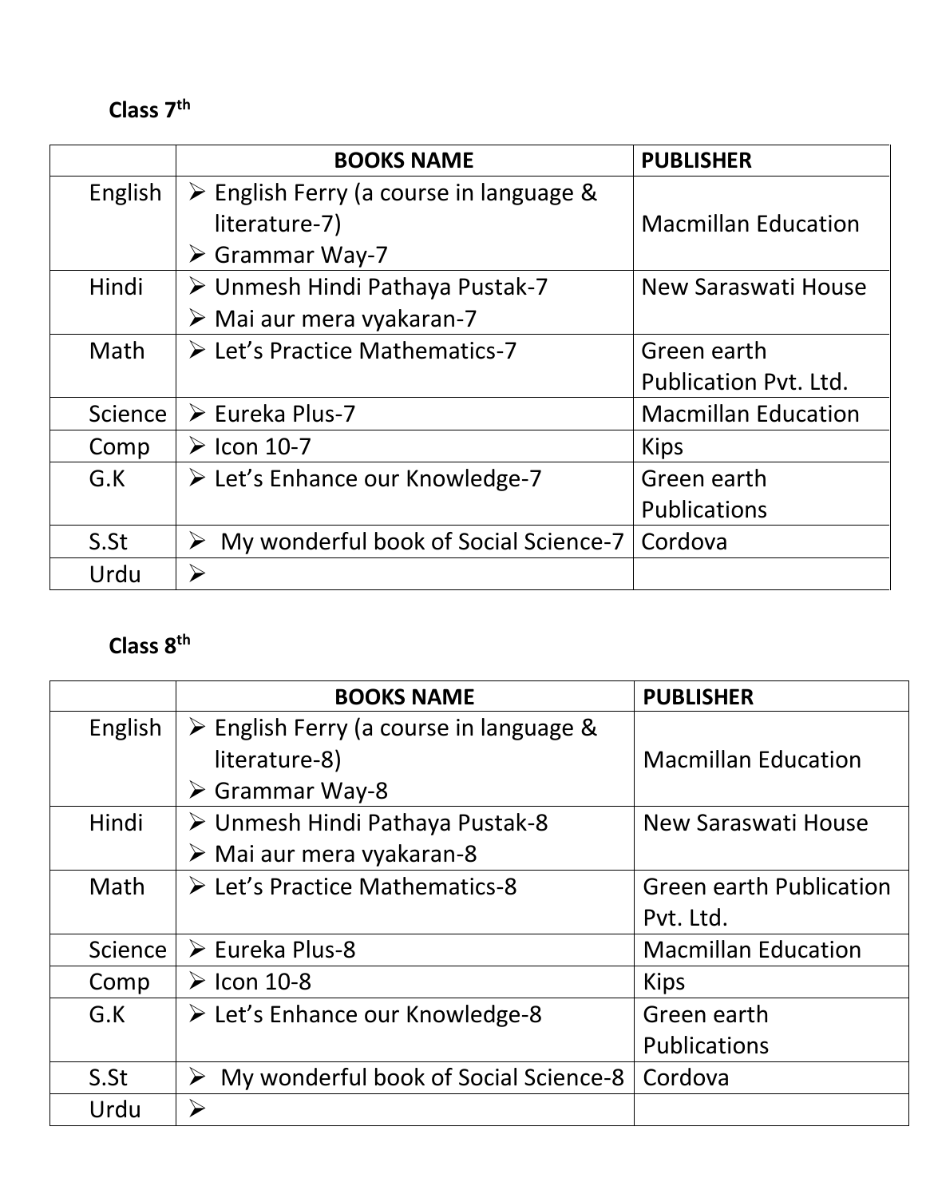**Class 7th**

| | BOOKS NAME | PUBLISHER |
|---|---|---|
| English | ➢ English Ferry (a course in language & literature-7)<br>➢ Grammar Way-7 | Macmillan Education |
| Hindi | ➢ Unmesh Hindi Pathaya Pustak-7<br>➢ Mai aur mera vyakaran-7 | New Saraswati House |
| Math | ➢ Let's Practice Mathematics-7 | Green earth Publication Pvt. Ltd. |
| Science | ➢ Eureka Plus-7 | Macmillan Education |
| Comp | ➢ Icon 10-7 | Kips |
| G.K | ➢ Let's Enhance our Knowledge-7 | Green earth Publications |
| S.St | ➢ My wonderful book of Social Science-7 | Cordova |
| Urdu | ➢ | |

**Class 8th**

| | BOOKS NAME | PUBLISHER |
|---|---|---|
| English | ➢ English Ferry (a course in language & literature-8)<br>➢ Grammar Way-8 | Macmillan Education |
| Hindi | ➢ Unmesh Hindi Pathaya Pustak-8<br>➢ Mai aur mera vyakaran-8 | New Saraswati House |
| Math | ➢ Let's Practice Mathematics-8 | Green earth Publication Pvt. Ltd. |
| Science | ➢ Eureka Plus-8 | Macmillan Education |
| Comp | ➢ Icon 10-8 | Kips |
| G.K | ➢ Let's Enhance our Knowledge-8 | Green earth Publications |
| S.St | ➢ My wonderful book of Social Science-8 | Cordova |
| Urdu | ➢ | |